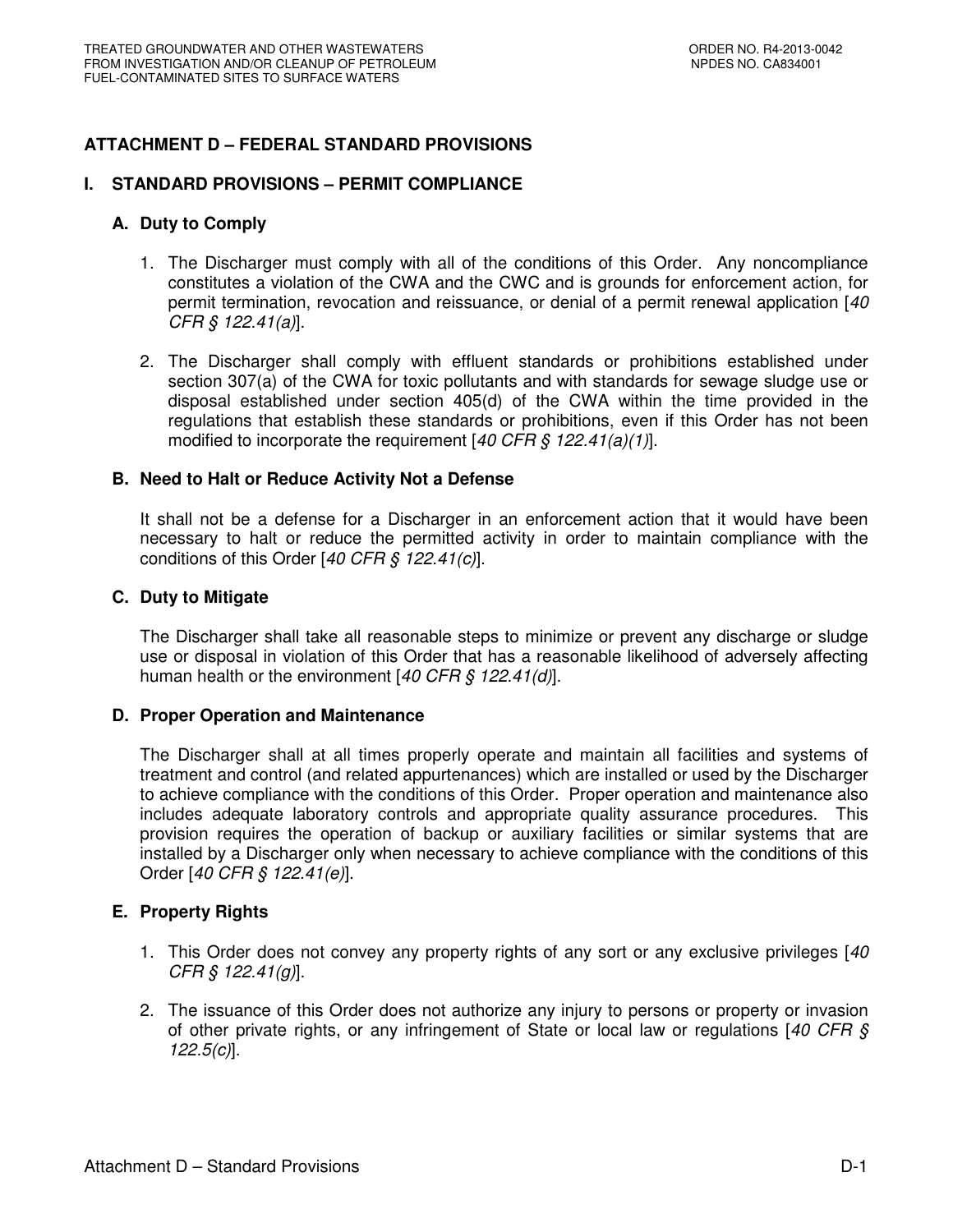# ATTACHMENT D – FEDERAL STANDARD PROVISIONS

## I. STANDARD PROVISIONS – PERMIT COMPLIANCE

### A. Duty to Comply

1. The Discharger must comply with all of the conditions of this Order. Any noncompliance constitutes a violation of the CWA and the CWC and is grounds for enforcement action, for permit termination, revocation and reissuance, or denial of a permit renewal application [*40 CFR § 122.41(a)*].

2. The Discharger shall comply with effluent standards or prohibitions established under section 307(a) of the CWA for toxic pollutants and with standards for sewage sludge use or disposal established under section 405(d) of the CWA within the time provided in the regulations that establish these standards or prohibitions, even if this Order has not been modified to incorporate the requirement [*40 CFR § 122.41(a)(1)*].

### B. Need to Halt or Reduce Activity Not a Defense

It shall not be a defense for a Discharger in an enforcement action that it would have been necessary to halt or reduce the permitted activity in order to maintain compliance with the conditions of this Order [*40 CFR § 122.41(c)*].

### C. Duty to Mitigate

The Discharger shall take all reasonable steps to minimize or prevent any discharge or sludge use or disposal in violation of this Order that has a reasonable likelihood of adversely affecting human health or the environment [*40 CFR § 122.41(d)*].

### D. Proper Operation and Maintenance

The Discharger shall at all times properly operate and maintain all facilities and systems of treatment and control (and related appurtenances) which are installed or used by the Discharger to achieve compliance with the conditions of this Order. Proper operation and maintenance also includes adequate laboratory controls and appropriate quality assurance procedures. This provision requires the operation of backup or auxiliary facilities or similar systems that are installed by a Discharger only when necessary to achieve compliance with the conditions of this Order [*40 CFR § 122.41(e)*].

### E. Property Rights

1. This Order does not convey any property rights of any sort or any exclusive privileges [*40 CFR § 122.41(g)*].

2. The issuance of this Order does not authorize any injury to persons or property or invasion of other private rights, or any infringement of State or local law or regulations [*40 CFR § 122.5(c)*].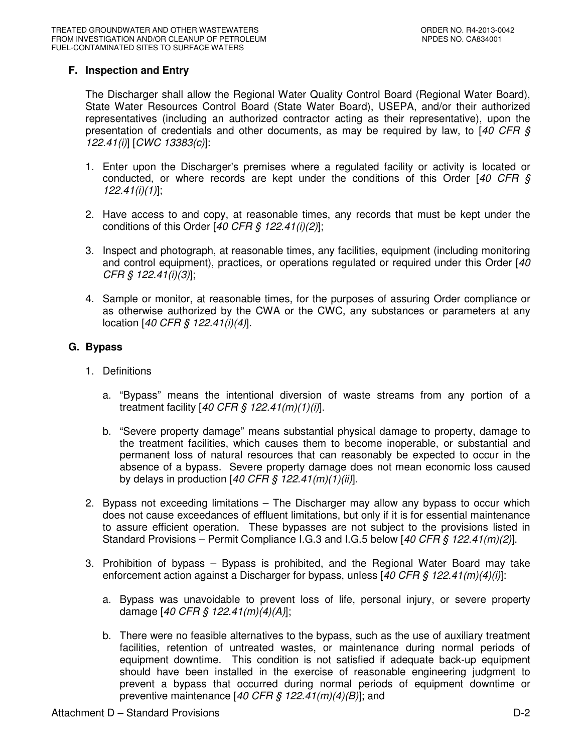### F. Inspection and Entry

The Discharger shall allow the Regional Water Quality Control Board (Regional Water Board), State Water Resources Control Board (State Water Board), USEPA, and/or their authorized representatives (including an authorized contractor acting as their representative), upon the presentation of credentials and other documents, as may be required by law, to [*40 CFR § 122.41(i)*] [*CWC 13383(c)*]:

1. Enter upon the Discharger's premises where a regulated facility or activity is located or conducted, or where records are kept under the conditions of this Order [*40 CFR § 122.41(i)(1)*];

2. Have access to and copy, at reasonable times, any records that must be kept under the conditions of this Order [*40 CFR § 122.41(i)(2)*];

3. Inspect and photograph, at reasonable times, any facilities, equipment (including monitoring and control equipment), practices, or operations regulated or required under this Order [*40 CFR § 122.41(i)(3)*];

4. Sample or monitor, at reasonable times, for the purposes of assuring Order compliance or as otherwise authorized by the CWA or the CWC, any substances or parameters at any location [*40 CFR § 122.41(i)(4)*].

### G. Bypass

1. Definitions

   a. "Bypass" means the intentional diversion of waste streams from any portion of a treatment facility [*40 CFR § 122.41(m)(1)(i)*].

   b. "Severe property damage" means substantial physical damage to property, damage to the treatment facilities, which causes them to become inoperable, or substantial and permanent loss of natural resources that can reasonably be expected to occur in the absence of a bypass. Severe property damage does not mean economic loss caused by delays in production [*40 CFR § 122.41(m)(1)(ii)*].

2. Bypass not exceeding limitations – The Discharger may allow any bypass to occur which does not cause exceedances of effluent limitations, but only if it is for essential maintenance to assure efficient operation. These bypasses are not subject to the provisions listed in Standard Provisions – Permit Compliance I.G.3 and I.G.5 below [*40 CFR § 122.41(m)(2)*].

3. Prohibition of bypass – Bypass is prohibited, and the Regional Water Board may take enforcement action against a Discharger for bypass, unless [*40 CFR § 122.41(m)(4)(i)*]:

   a. Bypass was unavoidable to prevent loss of life, personal injury, or severe property damage [*40 CFR § 122.41(m)(4)(A)*];

   b. There were no feasible alternatives to the bypass, such as the use of auxiliary treatment facilities, retention of untreated wastes, or maintenance during normal periods of equipment downtime. This condition is not satisfied if adequate back-up equipment should have been installed in the exercise of reasonable engineering judgment to prevent a bypass that occurred during normal periods of equipment downtime or preventive maintenance [*40 CFR § 122.41(m)(4)(B)*]; and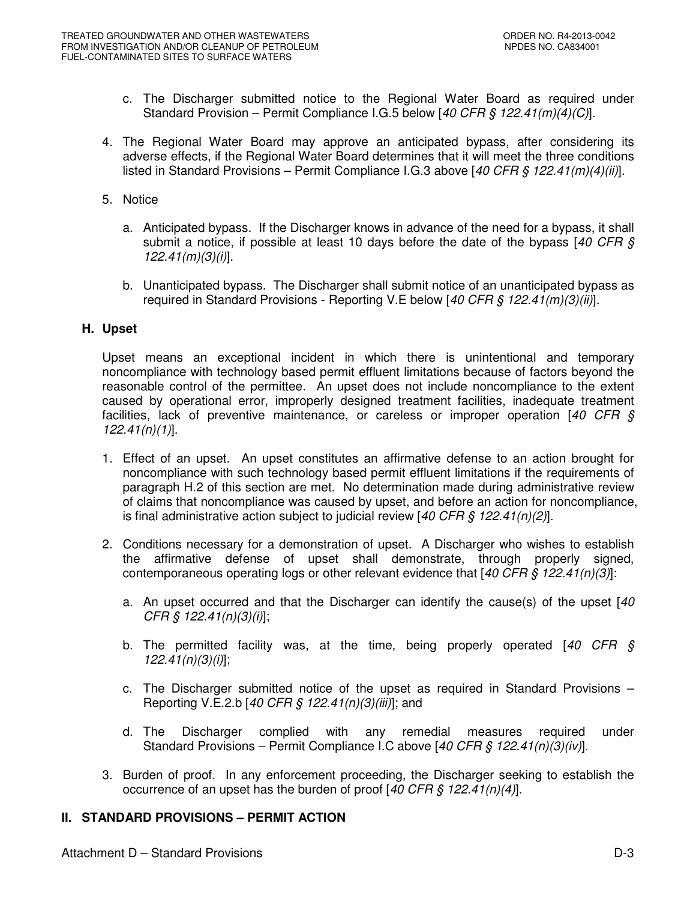c. The Discharger submitted notice to the Regional Water Board as required under Standard Provision – Permit Compliance I.G.5 below [*40 CFR § 122.41(m)(4)(C)*].

4. The Regional Water Board may approve an anticipated bypass, after considering its adverse effects, if the Regional Water Board determines that it will meet the three conditions listed in Standard Provisions – Permit Compliance I.G.3 above [*40 CFR § 122.41(m)(4)(ii)*].

5. Notice

   a. Anticipated bypass. If the Discharger knows in advance of the need for a bypass, it shall submit a notice, if possible at least 10 days before the date of the bypass [*40 CFR § 122.41(m)(3)(i)*].

   b. Unanticipated bypass. The Discharger shall submit notice of an unanticipated bypass as required in Standard Provisions - Reporting V.E below [*40 CFR § 122.41(m)(3)(ii)*].

### H. Upset

Upset means an exceptional incident in which there is unintentional and temporary noncompliance with technology based permit effluent limitations because of factors beyond the reasonable control of the permittee. An upset does not include noncompliance to the extent caused by operational error, improperly designed treatment facilities, inadequate treatment facilities, lack of preventive maintenance, or careless or improper operation [*40 CFR § 122.41(n)(1)*].

1. Effect of an upset. An upset constitutes an affirmative defense to an action brought for noncompliance with such technology based permit effluent limitations if the requirements of paragraph H.2 of this section are met. No determination made during administrative review of claims that noncompliance was caused by upset, and before an action for noncompliance, is final administrative action subject to judicial review [*40 CFR § 122.41(n)(2)*].

2. Conditions necessary for a demonstration of upset. A Discharger who wishes to establish the affirmative defense of upset shall demonstrate, through properly signed, contemporaneous operating logs or other relevant evidence that [*40 CFR § 122.41(n)(3)*]:

   a. An upset occurred and that the Discharger can identify the cause(s) of the upset [*40 CFR § 122.41(n)(3)(i)*];

   b. The permitted facility was, at the time, being properly operated [*40 CFR § 122.41(n)(3)(i)*];

   c. The Discharger submitted notice of the upset as required in Standard Provisions – Reporting V.E.2.b [*40 CFR § 122.41(n)(3)(iii)*]; and

   d. The Discharger complied with any remedial measures required under Standard Provisions – Permit Compliance I.C above [*40 CFR § 122.41(n)(3)(iv)*].

3. Burden of proof. In any enforcement proceeding, the Discharger seeking to establish the occurrence of an upset has the burden of proof [*40 CFR § 122.41(n)(4)*].

## II. STANDARD PROVISIONS – PERMIT ACTION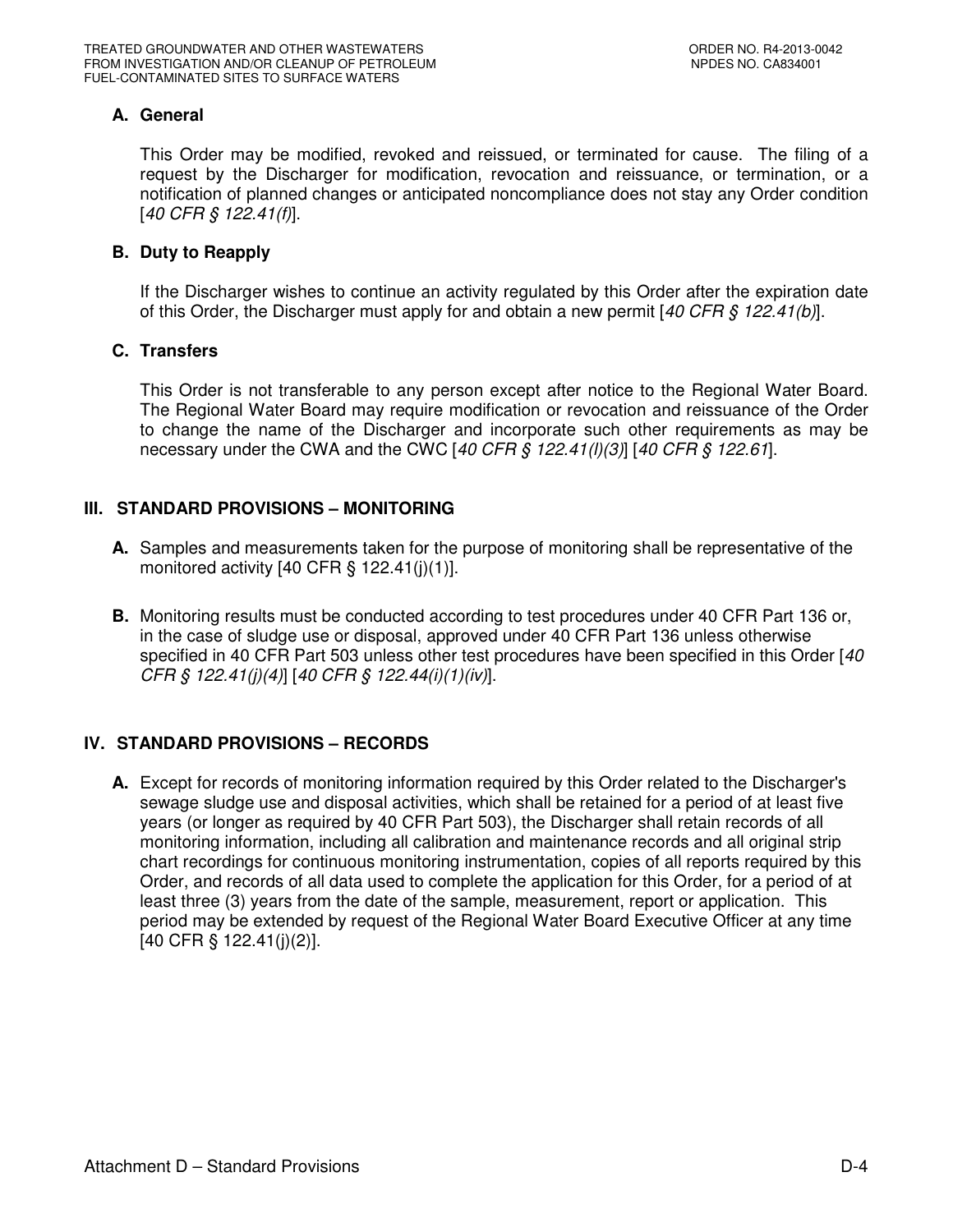### A. General

This Order may be modified, revoked and reissued, or terminated for cause. The filing of a request by the Discharger for modification, revocation and reissuance, or termination, or a notification of planned changes or anticipated noncompliance does not stay any Order condition [*40 CFR § 122.41(f)*].

### B. Duty to Reapply

If the Discharger wishes to continue an activity regulated by this Order after the expiration date of this Order, the Discharger must apply for and obtain a new permit [*40 CFR § 122.41(b)*].

### C. Transfers

This Order is not transferable to any person except after notice to the Regional Water Board. The Regional Water Board may require modification or revocation and reissuance of the Order to change the name of the Discharger and incorporate such other requirements as may be necessary under the CWA and the CWC [*40 CFR § 122.41(l)(3)*] [*40 CFR § 122.61*].

## III. STANDARD PROVISIONS – MONITORING

**A.** Samples and measurements taken for the purpose of monitoring shall be representative of the monitored activity [40 CFR § 122.41(j)(1)].

**B.** Monitoring results must be conducted according to test procedures under 40 CFR Part 136 or, in the case of sludge use or disposal, approved under 40 CFR Part 136 unless otherwise specified in 40 CFR Part 503 unless other test procedures have been specified in this Order [*40 CFR § 122.41(j)(4)*] [*40 CFR § 122.44(i)(1)(iv)*].

## IV. STANDARD PROVISIONS – RECORDS

**A.** Except for records of monitoring information required by this Order related to the Discharger's sewage sludge use and disposal activities, which shall be retained for a period of at least five years (or longer as required by 40 CFR Part 503), the Discharger shall retain records of all monitoring information, including all calibration and maintenance records and all original strip chart recordings for continuous monitoring instrumentation, copies of all reports required by this Order, and records of all data used to complete the application for this Order, for a period of at least three (3) years from the date of the sample, measurement, report or application. This period may be extended by request of the Regional Water Board Executive Officer at any time [40 CFR § 122.41(j)(2)].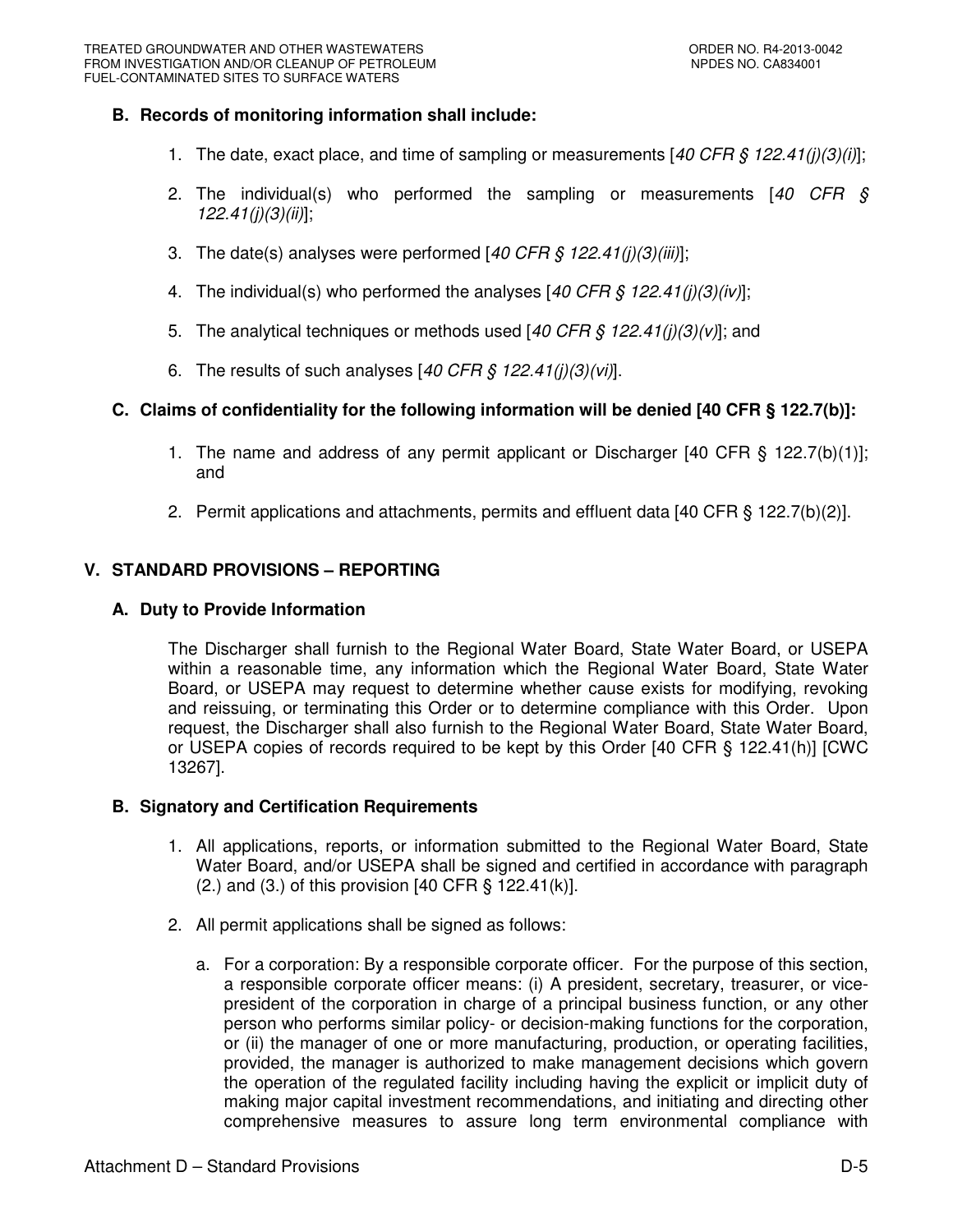### B. Records of monitoring information shall include:

1. The date, exact place, and time of sampling or measurements [*40 CFR § 122.41(j)(3)(i)*];
2. The individual(s) who performed the sampling or measurements [*40 CFR § 122.41(j)(3)(ii)*];
3. The date(s) analyses were performed [*40 CFR § 122.41(j)(3)(iii)*];
4. The individual(s) who performed the analyses [*40 CFR § 122.41(j)(3)(iv)*];
5. The analytical techniques or methods used [*40 CFR § 122.41(j)(3)(v)*]; and
6. The results of such analyses [*40 CFR § 122.41(j)(3)(vi)*].

### C. Claims of confidentiality for the following information will be denied [40 CFR § 122.7(b)]:

1. The name and address of any permit applicant or Discharger [40 CFR § 122.7(b)(1)]; and
2. Permit applications and attachments, permits and effluent data [40 CFR § 122.7(b)(2)].

## V. STANDARD PROVISIONS – REPORTING

### A. Duty to Provide Information

The Discharger shall furnish to the Regional Water Board, State Water Board, or USEPA within a reasonable time, any information which the Regional Water Board, State Water Board, or USEPA may request to determine whether cause exists for modifying, revoking and reissuing, or terminating this Order or to determine compliance with this Order. Upon request, the Discharger shall also furnish to the Regional Water Board, State Water Board, or USEPA copies of records required to be kept by this Order [40 CFR § 122.41(h)] [CWC 13267].

### B. Signatory and Certification Requirements

1. All applications, reports, or information submitted to the Regional Water Board, State Water Board, and/or USEPA shall be signed and certified in accordance with paragraph (2.) and (3.) of this provision [40 CFR § 122.41(k)].
2. All permit applications shall be signed as follows:

   a. For a corporation: By a responsible corporate officer. For the purpose of this section, a responsible corporate officer means: (i) A president, secretary, treasurer, or vice-president of the corporation in charge of a principal business function, or any other person who performs similar policy- or decision-making functions for the corporation, or (ii) the manager of one or more manufacturing, production, or operating facilities, provided, the manager is authorized to make management decisions which govern the operation of the regulated facility including having the explicit or implicit duty of making major capital investment recommendations, and initiating and directing other comprehensive measures to assure long term environmental compliance with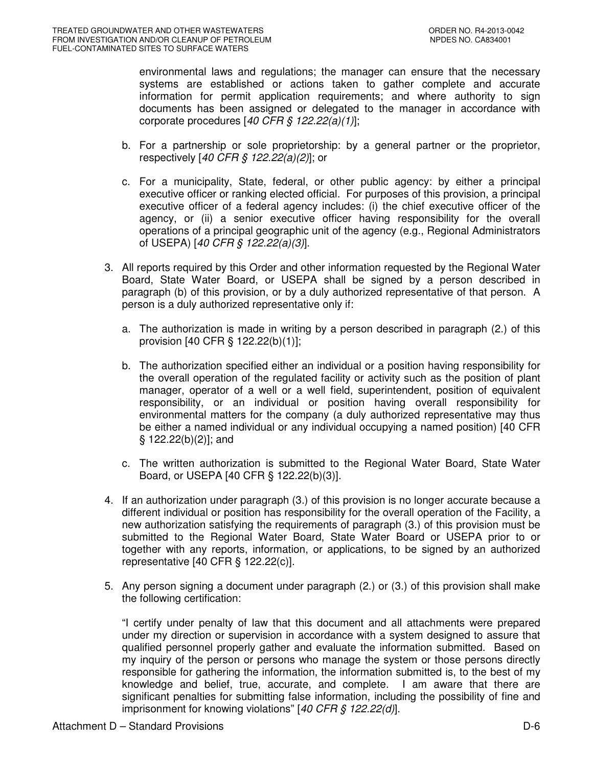environmental laws and regulations; the manager can ensure that the necessary systems are established or actions taken to gather complete and accurate information for permit application requirements; and where authority to sign documents has been assigned or delegated to the manager in accordance with corporate procedures [*40 CFR § 122.22(a)(1)*];

b. For a partnership or sole proprietorship: by a general partner or the proprietor, respectively [*40 CFR § 122.22(a)(2)*]; or

c. For a municipality, State, federal, or other public agency: by either a principal executive officer or ranking elected official. For purposes of this provision, a principal executive officer of a federal agency includes: (i) the chief executive officer of the agency, or (ii) a senior executive officer having responsibility for the overall operations of a principal geographic unit of the agency (e.g., Regional Administrators of USEPA) [*40 CFR § 122.22(a)(3)*].

3. All reports required by this Order and other information requested by the Regional Water Board, State Water Board, or USEPA shall be signed by a person described in paragraph (b) of this provision, or by a duly authorized representative of that person. A person is a duly authorized representative only if:

   a. The authorization is made in writing by a person described in paragraph (2.) of this provision [40 CFR § 122.22(b)(1)];

   b. The authorization specified either an individual or a position having responsibility for the overall operation of the regulated facility or activity such as the position of plant manager, operator of a well or a well field, superintendent, position of equivalent responsibility, or an individual or position having overall responsibility for environmental matters for the company (a duly authorized representative may thus be either a named individual or any individual occupying a named position) [40 CFR § 122.22(b)(2)]; and

   c. The written authorization is submitted to the Regional Water Board, State Water Board, or USEPA [40 CFR § 122.22(b)(3)].

4. If an authorization under paragraph (3.) of this provision is no longer accurate because a different individual or position has responsibility for the overall operation of the Facility, a new authorization satisfying the requirements of paragraph (3.) of this provision must be submitted to the Regional Water Board, State Water Board or USEPA prior to or together with any reports, information, or applications, to be signed by an authorized representative [40 CFR § 122.22(c)].

5. Any person signing a document under paragraph (2.) or (3.) of this provision shall make the following certification:

   "I certify under penalty of law that this document and all attachments were prepared under my direction or supervision in accordance with a system designed to assure that qualified personnel properly gather and evaluate the information submitted. Based on my inquiry of the person or persons who manage the system or those persons directly responsible for gathering the information, the information submitted is, to the best of my knowledge and belief, true, accurate, and complete. I am aware that there are significant penalties for submitting false information, including the possibility of fine and imprisonment for knowing violations" [*40 CFR § 122.22(d)*].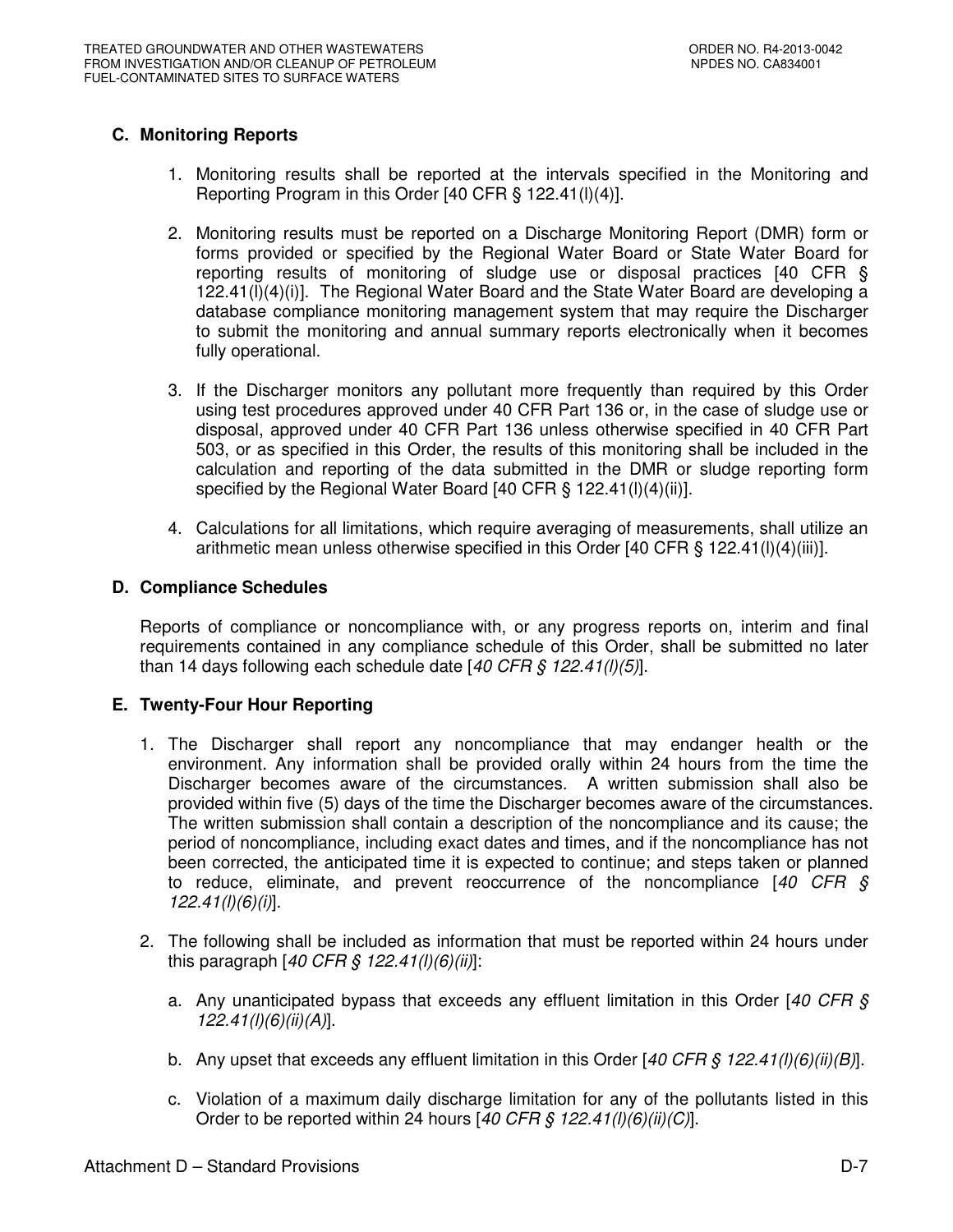## C. Monitoring Reports

1. Monitoring results shall be reported at the intervals specified in the Monitoring and Reporting Program in this Order [40 CFR § 122.41(l)(4)].

2. Monitoring results must be reported on a Discharge Monitoring Report (DMR) form or forms provided or specified by the Regional Water Board or State Water Board for reporting results of monitoring of sludge use or disposal practices [40 CFR § 122.41(l)(4)(i)]. The Regional Water Board and the State Water Board are developing a database compliance monitoring management system that may require the Discharger to submit the monitoring and annual summary reports electronically when it becomes fully operational.

3. If the Discharger monitors any pollutant more frequently than required by this Order using test procedures approved under 40 CFR Part 136 or, in the case of sludge use or disposal, approved under 40 CFR Part 136 unless otherwise specified in 40 CFR Part 503, or as specified in this Order, the results of this monitoring shall be included in the calculation and reporting of the data submitted in the DMR or sludge reporting form specified by the Regional Water Board [40 CFR § 122.41(l)(4)(ii)].

4. Calculations for all limitations, which require averaging of measurements, shall utilize an arithmetic mean unless otherwise specified in this Order [40 CFR § 122.41(l)(4)(iii)].

## D. Compliance Schedules

Reports of compliance or noncompliance with, or any progress reports on, interim and final requirements contained in any compliance schedule of this Order, shall be submitted no later than 14 days following each schedule date [*40 CFR § 122.41(l)(5)*].

## E. Twenty-Four Hour Reporting

1. The Discharger shall report any noncompliance that may endanger health or the environment. Any information shall be provided orally within 24 hours from the time the Discharger becomes aware of the circumstances. A written submission shall also be provided within five (5) days of the time the Discharger becomes aware of the circumstances. The written submission shall contain a description of the noncompliance and its cause; the period of noncompliance, including exact dates and times, and if the noncompliance has not been corrected, the anticipated time it is expected to continue; and steps taken or planned to reduce, eliminate, and prevent reoccurrence of the noncompliance [*40 CFR § 122.41(l)(6)(i)*].

2. The following shall be included as information that must be reported within 24 hours under this paragraph [*40 CFR § 122.41(l)(6)(ii)*]:

   a. Any unanticipated bypass that exceeds any effluent limitation in this Order [*40 CFR § 122.41(l)(6)(ii)(A)*].

   b. Any upset that exceeds any effluent limitation in this Order [*40 CFR § 122.41(l)(6)(ii)(B)*].

   c. Violation of a maximum daily discharge limitation for any of the pollutants listed in this Order to be reported within 24 hours [*40 CFR § 122.41(l)(6)(ii)(C)*].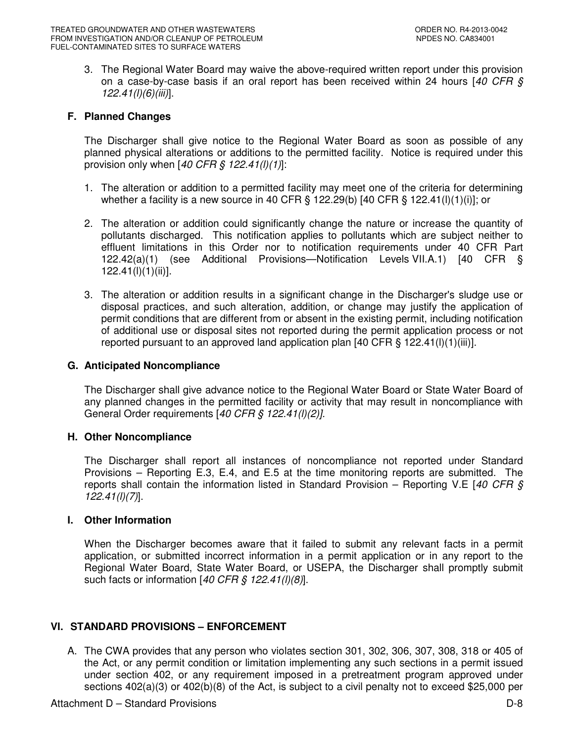3. The Regional Water Board may waive the above-required written report under this provision on a case-by-case basis if an oral report has been received within 24 hours [*40 CFR § 122.41(l)(6)(iii)*].

### F. Planned Changes

The Discharger shall give notice to the Regional Water Board as soon as possible of any planned physical alterations or additions to the permitted facility. Notice is required under this provision only when [*40 CFR § 122.41(l)(1)*]:

1. The alteration or addition to a permitted facility may meet one of the criteria for determining whether a facility is a new source in 40 CFR § 122.29(b) [40 CFR § 122.41(l)(1)(i)]; or

2. The alteration or addition could significantly change the nature or increase the quantity of pollutants discharged. This notification applies to pollutants which are subject neither to effluent limitations in this Order nor to notification requirements under 40 CFR Part 122.42(a)(1) (see Additional Provisions—Notification Levels VII.A.1) [40 CFR § 122.41(l)(1)(ii)].

3. The alteration or addition results in a significant change in the Discharger's sludge use or disposal practices, and such alteration, addition, or change may justify the application of permit conditions that are different from or absent in the existing permit, including notification of additional use or disposal sites not reported during the permit application process or not reported pursuant to an approved land application plan [40 CFR § 122.41(l)(1)(iii)].

### G. Anticipated Noncompliance

The Discharger shall give advance notice to the Regional Water Board or State Water Board of any planned changes in the permitted facility or activity that may result in noncompliance with General Order requirements [*40 CFR § 122.41(l)(2)]*.

### H. Other Noncompliance

The Discharger shall report all instances of noncompliance not reported under Standard Provisions – Reporting E.3, E.4, and E.5 at the time monitoring reports are submitted. The reports shall contain the information listed in Standard Provision – Reporting V.E [*40 CFR § 122.41(l)(7)*].

### I. Other Information

When the Discharger becomes aware that it failed to submit any relevant facts in a permit application, or submitted incorrect information in a permit application or in any report to the Regional Water Board, State Water Board, or USEPA, the Discharger shall promptly submit such facts or information [*40 CFR § 122.41(l)(8)*].

## VI. STANDARD PROVISIONS – ENFORCEMENT

A. The CWA provides that any person who violates section 301, 302, 306, 307, 308, 318 or 405 of the Act, or any permit condition or limitation implementing any such sections in a permit issued under section 402, or any requirement imposed in a pretreatment program approved under sections 402(a)(3) or 402(b)(8) of the Act, is subject to a civil penalty not to exceed $25,000 per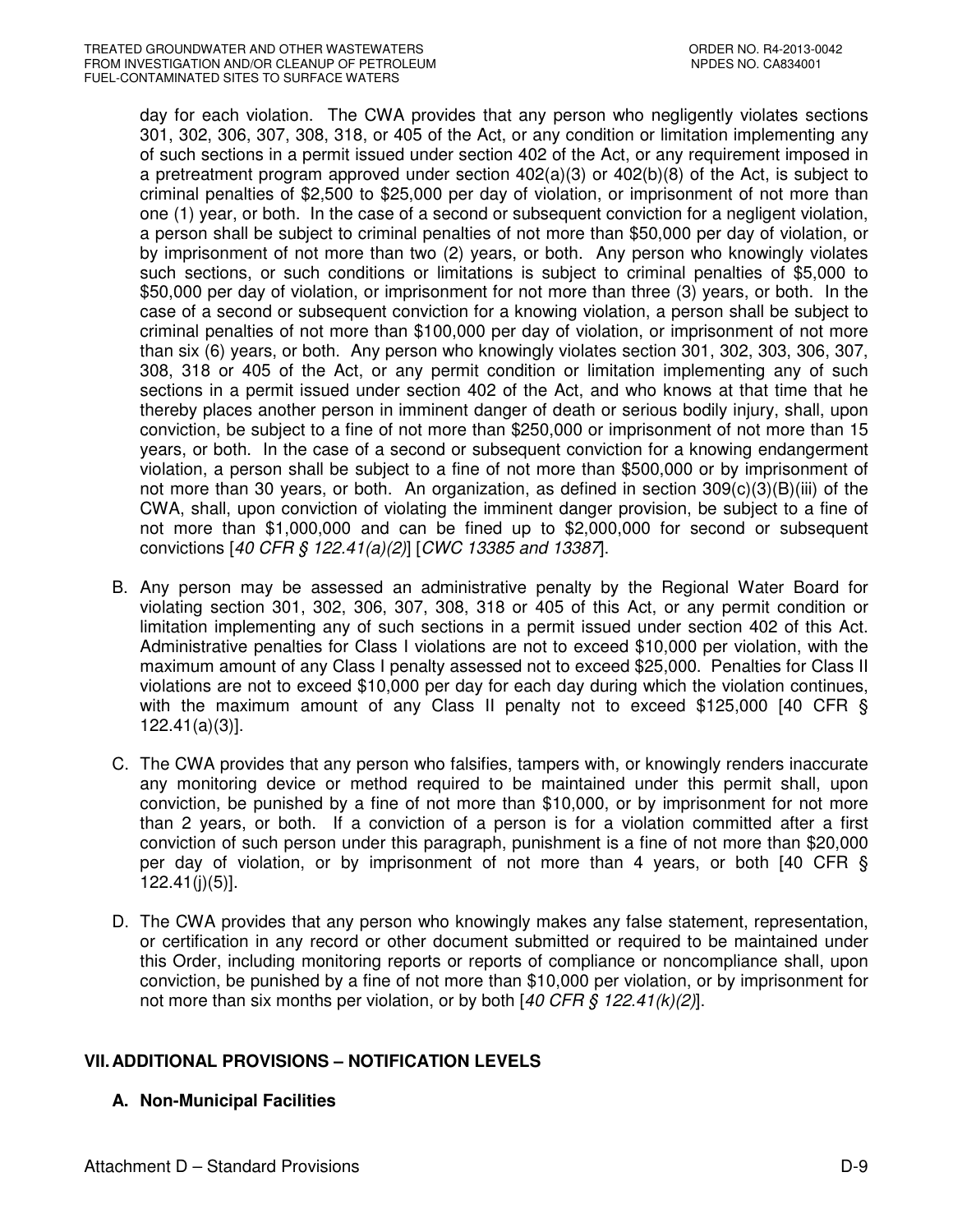day for each violation. The CWA provides that any person who negligently violates sections 301, 302, 306, 307, 308, 318, or 405 of the Act, or any condition or limitation implementing any of such sections in a permit issued under section 402 of the Act, or any requirement imposed in a pretreatment program approved under section 402(a)(3) or 402(b)(8) of the Act, is subject to criminal penalties of $2,500 to $25,000 per day of violation, or imprisonment of not more than one (1) year, or both. In the case of a second or subsequent conviction for a negligent violation, a person shall be subject to criminal penalties of not more than $50,000 per day of violation, or by imprisonment of not more than two (2) years, or both. Any person who knowingly violates such sections, or such conditions or limitations is subject to criminal penalties of $5,000 to $50,000 per day of violation, or imprisonment for not more than three (3) years, or both. In the case of a second or subsequent conviction for a knowing violation, a person shall be subject to criminal penalties of not more than $100,000 per day of violation, or imprisonment of not more than six (6) years, or both. Any person who knowingly violates section 301, 302, 303, 306, 307, 308, 318 or 405 of the Act, or any permit condition or limitation implementing any of such sections in a permit issued under section 402 of the Act, and who knows at that time that he thereby places another person in imminent danger of death or serious bodily injury, shall, upon conviction, be subject to a fine of not more than $250,000 or imprisonment of not more than 15 years, or both. In the case of a second or subsequent conviction for a knowing endangerment violation, a person shall be subject to a fine of not more than $500,000 or by imprisonment of not more than 30 years, or both. An organization, as defined in section 309(c)(3)(B)(iii) of the CWA, shall, upon conviction of violating the imminent danger provision, be subject to a fine of not more than $1,000,000 and can be fined up to $2,000,000 for second or subsequent convictions [*40 CFR § 122.41(a)(2)*] [*CWC 13385 and 13387*].

B. Any person may be assessed an administrative penalty by the Regional Water Board for violating section 301, 302, 306, 307, 308, 318 or 405 of this Act, or any permit condition or limitation implementing any of such sections in a permit issued under section 402 of this Act. Administrative penalties for Class I violations are not to exceed $10,000 per violation, with the maximum amount of any Class I penalty assessed not to exceed $25,000. Penalties for Class II violations are not to exceed $10,000 per day for each day during which the violation continues, with the maximum amount of any Class II penalty not to exceed $125,000 [40 CFR § 122.41(a)(3)].

C. The CWA provides that any person who falsifies, tampers with, or knowingly renders inaccurate any monitoring device or method required to be maintained under this permit shall, upon conviction, be punished by a fine of not more than $10,000, or by imprisonment for not more than 2 years, or both. If a conviction of a person is for a violation committed after a first conviction of such person under this paragraph, punishment is a fine of not more than $20,000 per day of violation, or by imprisonment of not more than 4 years, or both [40 CFR § 122.41(j)(5)].

D. The CWA provides that any person who knowingly makes any false statement, representation, or certification in any record or other document submitted or required to be maintained under this Order, including monitoring reports or reports of compliance or noncompliance shall, upon conviction, be punished by a fine of not more than $10,000 per violation, or by imprisonment for not more than six months per violation, or by both [*40 CFR § 122.41(k)(2)*].

## VII. ADDITIONAL PROVISIONS – NOTIFICATION LEVELS

### A. Non-Municipal Facilities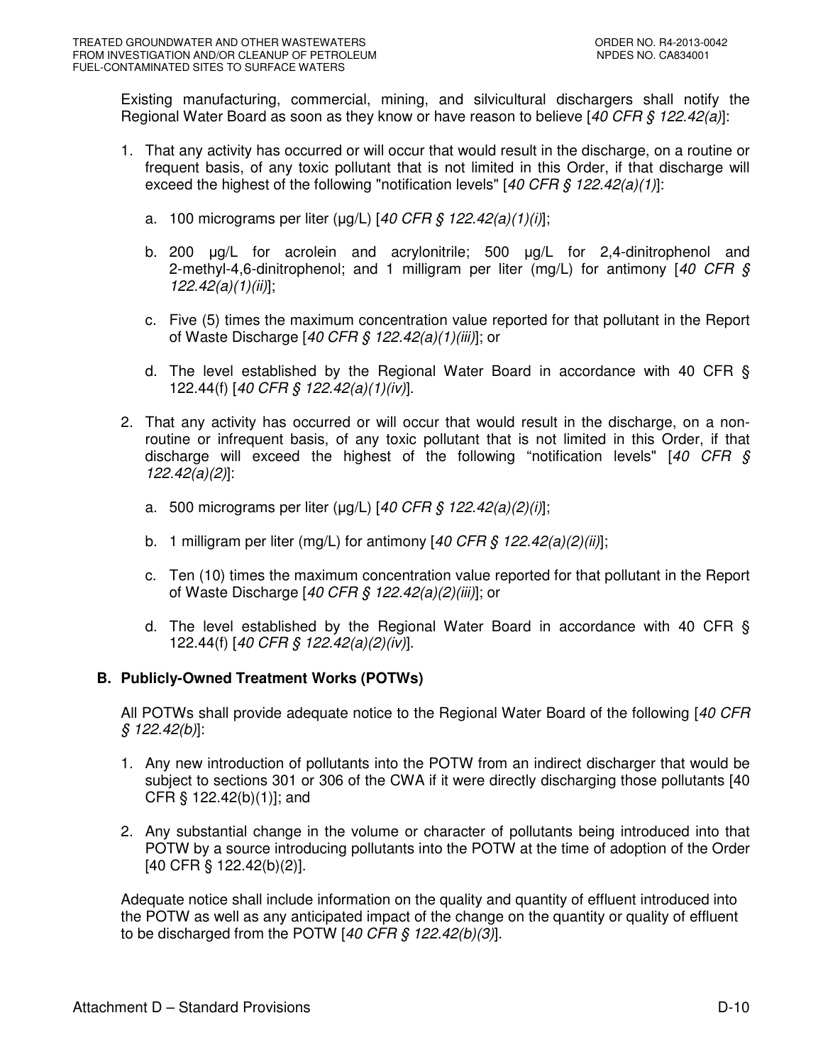Existing manufacturing, commercial, mining, and silvicultural dischargers shall notify the Regional Water Board as soon as they know or have reason to believe [*40 CFR § 122.42(a)*]:

1. That any activity has occurred or will occur that would result in the discharge, on a routine or frequent basis, of any toxic pollutant that is not limited in this Order, if that discharge will exceed the highest of the following "notification levels" [*40 CFR § 122.42(a)(1)*]:

   a. 100 micrograms per liter (μg/L) [*40 CFR § 122.42(a)(1)(i)*];

   b. 200 μg/L for acrolein and acrylonitrile; 500 μg/L for 2,4-dinitrophenol and 2-methyl-4,6-dinitrophenol; and 1 milligram per liter (mg/L) for antimony [*40 CFR § 122.42(a)(1)(ii)*];

   c. Five (5) times the maximum concentration value reported for that pollutant in the Report of Waste Discharge [*40 CFR § 122.42(a)(1)(iii)*]; or

   d. The level established by the Regional Water Board in accordance with 40 CFR § 122.44(f) [*40 CFR § 122.42(a)(1)(iv)*].

2. That any activity has occurred or will occur that would result in the discharge, on a non-routine or infrequent basis, of any toxic pollutant that is not limited in this Order, if that discharge will exceed the highest of the following "notification levels" [*40 CFR § 122.42(a)(2)*]:

   a. 500 micrograms per liter (μg/L) [*40 CFR § 122.42(a)(2)(i)*];

   b. 1 milligram per liter (mg/L) for antimony [*40 CFR § 122.42(a)(2)(ii)*];

   c. Ten (10) times the maximum concentration value reported for that pollutant in the Report of Waste Discharge [*40 CFR § 122.42(a)(2)(iii)*]; or

   d. The level established by the Regional Water Board in accordance with 40 CFR § 122.44(f) [*40 CFR § 122.42(a)(2)(iv)*].

### B. Publicly-Owned Treatment Works (POTWs)

All POTWs shall provide adequate notice to the Regional Water Board of the following [*40 CFR § 122.42(b)*]:

1. Any new introduction of pollutants into the POTW from an indirect discharger that would be subject to sections 301 or 306 of the CWA if it were directly discharging those pollutants [40 CFR § 122.42(b)(1)]; and

2. Any substantial change in the volume or character of pollutants being introduced into that POTW by a source introducing pollutants into the POTW at the time of adoption of the Order [40 CFR § 122.42(b)(2)].

Adequate notice shall include information on the quality and quantity of effluent introduced into the POTW as well as any anticipated impact of the change on the quantity or quality of effluent to be discharged from the POTW [*40 CFR § 122.42(b)(3)*].